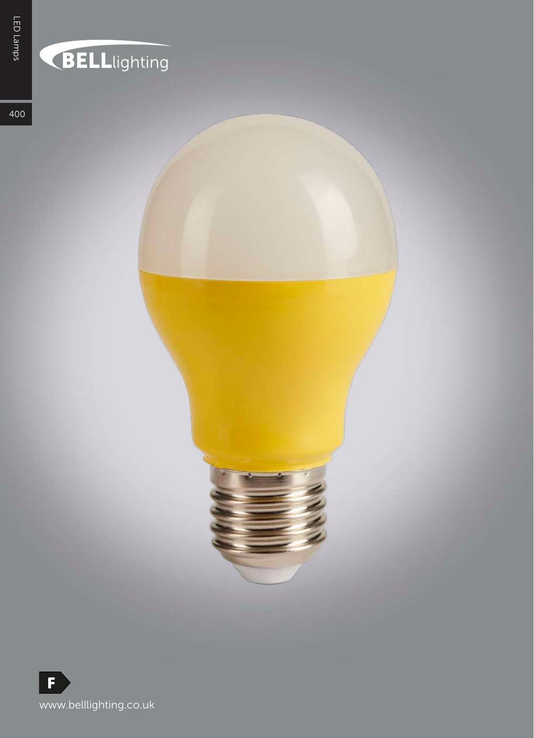BELLlighting

F

www.belllighting.co.uk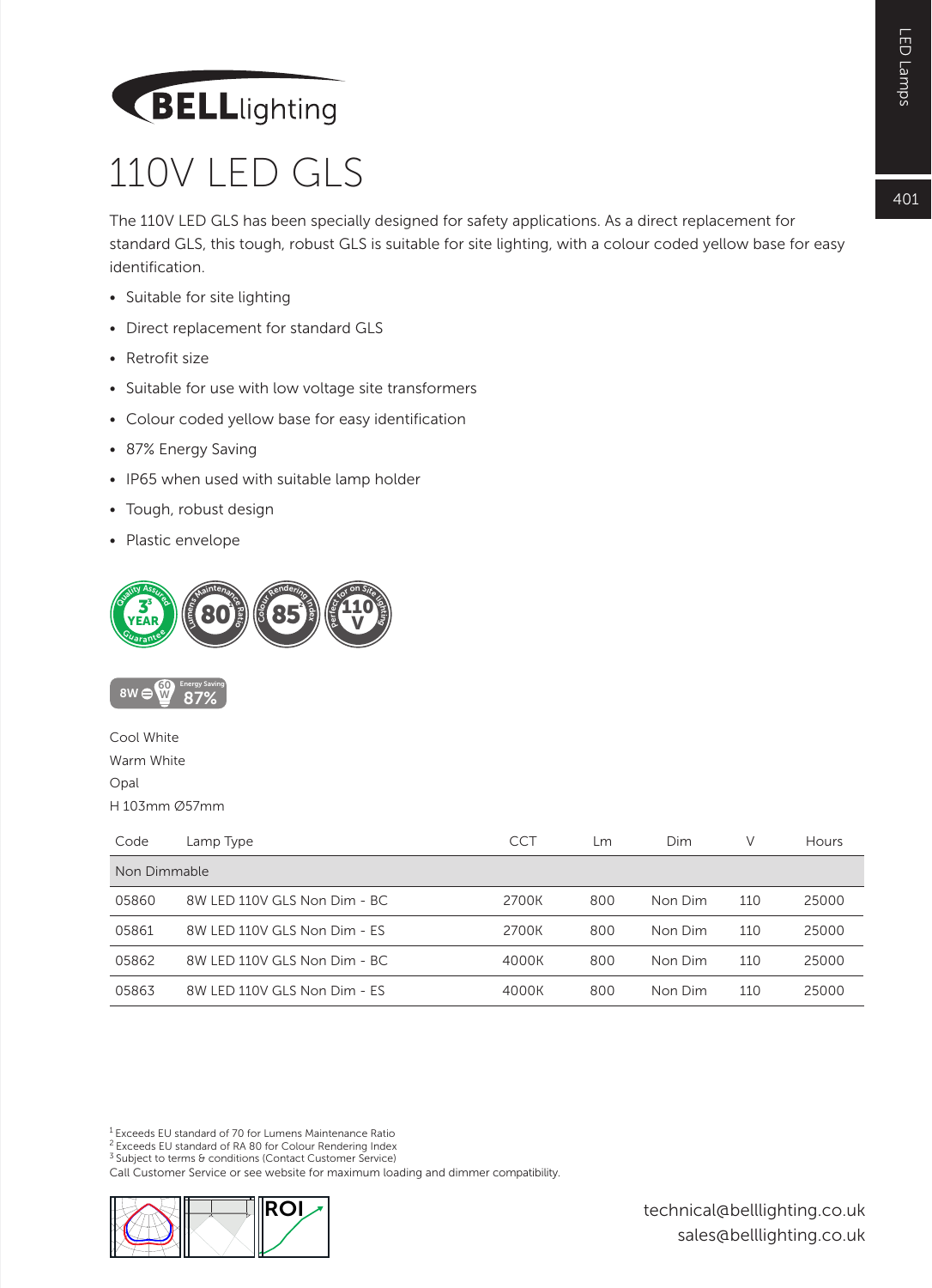# 110V LED GLS

The 110V LED GLS has been specially designed for safety applications. As a direct replacement for standard GLS, this tough, robust GLS is suitable for site lighting, with a colour coded yellow base for easy identification.

- Suitable for site lighting
- Direct replacement for standard GLS
- Retrofit size
- Suitable for use with low voltage site transformers
- Colour coded yellow base for easy identification
- 87% Energy Saving
- IP65 when used with suitable lamp holder
- Tough, robust design
- Plastic envelope

Quality Assured 3[3] YEAR Guarantee | Lumens Maintenance Ratio 80[1] | Colour Rendering Index 85[2] | Perfect for on Site lighting 110 V

8W = 60W Energy Saving 87%

Cool White
Warm White
Opal
H 103mm Ø57mm

| Code | Lamp Type | CCT | Lm | Dim | V | Hours |
|---|---|---|---|---|---|---|
| Non Dimmable | | | | | | |
| 05860 | 8W LED 110V GLS Non Dim - BC | 2700K | 800 | Non Dim | 110 | 25000 |
| 05861 | 8W LED 110V GLS Non Dim - ES | 2700K | 800 | Non Dim | 110 | 25000 |
| 05862 | 8W LED 110V GLS Non Dim - BC | 4000K | 800 | Non Dim | 110 | 25000 |
| 05863 | 8W LED 110V GLS Non Dim - ES | 4000K | 800 | Non Dim | 110 | 25000 |

[1] Exceeds EU standard of 70 for Lumens Maintenance Ratio
[2] Exceeds EU standard of RA 80 for Colour Rendering Index
[3] Subject to terms & conditions (Contact Customer Service)
Call Customer Service or see website for maximum loading and dimmer compatibility.

ROI

technical@belllighting.co.uk
sales@belllighting.co.uk